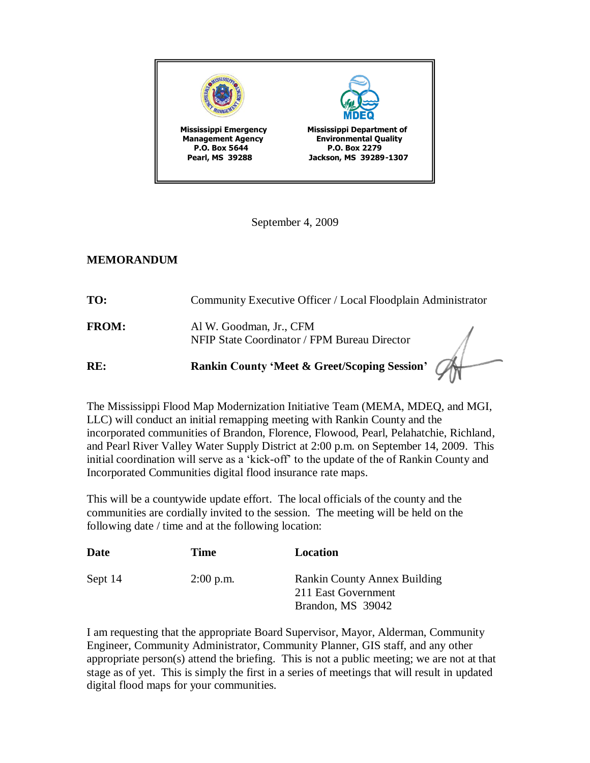| Mississippi Emergency Management Agency<br>P.O. Box 5644<br>Pearl, MS 39288 | Mississippi Department of Environmental Quality<br>P.O. Box 2279<br>Jackson, MS 39289-1307 |
| --- | --- |

September 4, 2009

**MEMORANDUM**

**TO:** Community Executive Officer / Local Floodplain Administrator

**FROM:** Al W. Goodman, Jr., CFM
NFIP State Coordinator / FPM Bureau Director

**RE:** **Rankin County 'Meet & Greet/Scoping Session'**

The Mississippi Flood Map Modernization Initiative Team (MEMA, MDEQ, and MGI, LLC) will conduct an initial remapping meeting with Rankin County and the incorporated communities of Brandon, Florence, Flowood, Pearl, Pelahatchie, Richland, and Pearl River Valley Water Supply District at 2:00 p.m. on September 14, 2009. This initial coordination will serve as a 'kick-off' to the update of the of Rankin County and Incorporated Communities digital flood insurance rate maps.

This will be a countywide update effort. The local officials of the county and the communities are cordially invited to the session. The meeting will be held on the following date / time and at the following location:

| Date | Time | Location |
| --- | --- | --- |
| Sept 14 | 2:00 p.m. | Rankin County Annex Building<br>211 East Government<br>Brandon, MS 39042 |

I am requesting that the appropriate Board Supervisor, Mayor, Alderman, Community Engineer, Community Administrator, Community Planner, GIS staff, and any other appropriate person(s) attend the briefing. This is not a public meeting; we are not at that stage as of yet. This is simply the first in a series of meetings that will result in updated digital flood maps for your communities.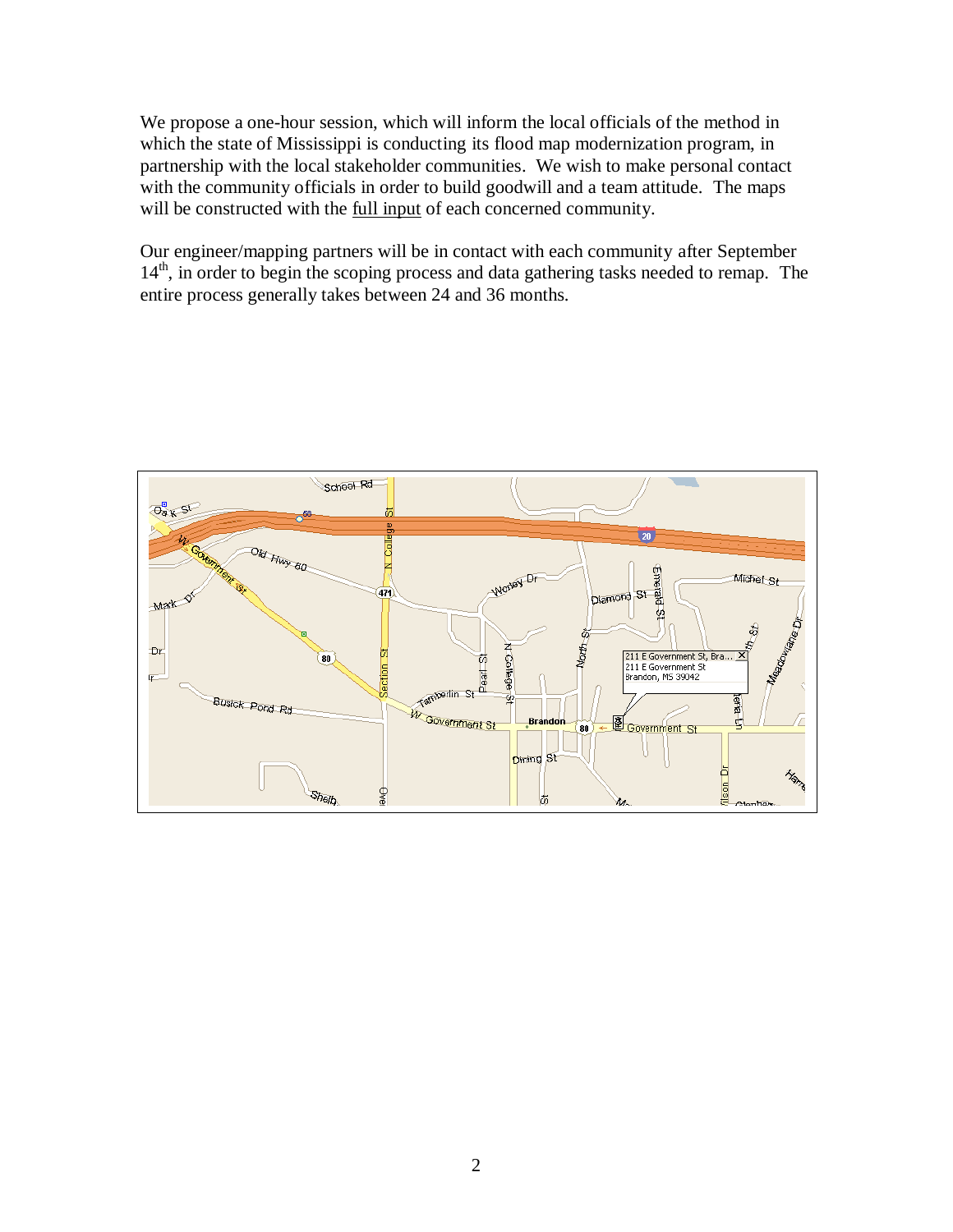We propose a one-hour session, which will inform the local officials of the method in which the state of Mississippi is conducting its flood map modernization program, in partnership with the local stakeholder communities. We wish to make personal contact with the community officials in order to build goodwill and a team attitude. The maps will be constructed with the full input of each concerned community.

Our engineer/mapping partners will be in contact with each community after September 14th, in order to begin the scoping process and data gathering tasks needed to remap. The entire process generally takes between 24 and 36 months.